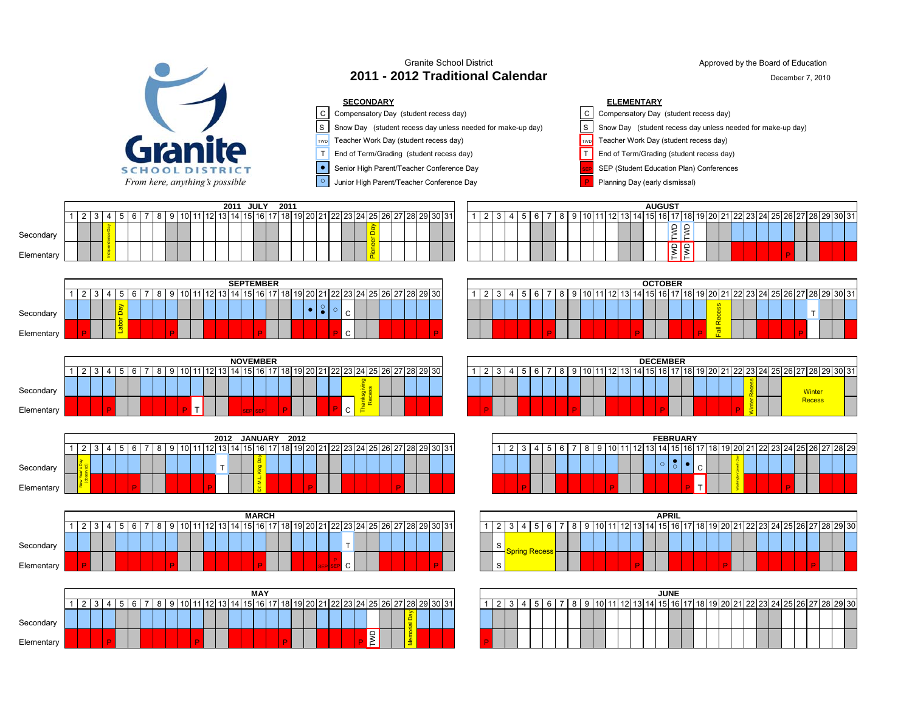Granite School District

**2011 - 2012 Traditional Calendar**

Approved by the Board of Education

December 7, 2010

Granite SCHOOL DISTRICT

*From here, anything's possible*

### SECONDARY

| Code | Meaning |
|---|---|
| C | Compensatory Day (student recess day) |
| S | Snow Day (student recess day unless needed for make-up day) |
| TWD | Teacher Work Day (student recess day) |
| T | End of Term/Grading (student recess day) |
| ● | Senior High Parent/Teacher Conference Day |
| ○ | Junior High Parent/Teacher Conference Day |

### ELEMENTARY

| Code | Meaning |
|---|---|
| C | Compensatory Day (student recess day) |
| S | Snow Day (student recess day unless needed for make-up day) |
| TWD | Teacher Work Day (student recess day) |
| T | End of Term/Grading (student recess day) |
| SEP | SEP (Student Education Plan) Conferences |
| P | Planning Day (early dismissal) |

### 2011 JULY 2011

| | Marked days |
|---|---|
| Secondary | 4 Independence Day; 25 Pioneer Day |
| Elementary | 4 Independence Day; 25 Pioneer Day |

### AUGUST

| | Marked days |
|---|---|
| Secondary | 17 TWD; 18 TWD |
| Elementary | 17 TWD; 18 TWD; 26 P |

### SEPTEMBER

| | Marked days |
|---|---|
| Secondary | 5 Labor Day; 20 ●; 21 ○ ●; 22 ○; 23 C |
| Elementary | 2 P; 5 Labor Day; 9 P; 16 P; 22 P; 23 C; 30 P |

### OCTOBER

| | Marked days |
|---|---|
| Secondary | 20–21 Fall Recess; 28 T |
| Elementary | 7 P; 14 P; 19 P; 20–21 Fall Recess; 27 P |

### NOVEMBER

| | Marked days |
|---|---|
| Secondary | 24–25 Thanksgiving Recess |
| Elementary | 4 P; 10 P; 11 T; 15 SEP; 16 SEP; 18 P; 22 P; 23 C; 24–25 Thanksgiving Recess |

### DECEMBER

| | Marked days |
|---|---|
| Secondary | 23 Winter Recess; 26–30 Winter Recess |
| Elementary | 2 P; 9 P; 16 P; 22 P; 23 Winter Recess |

### 2012 JANUARY 2012

| | Marked days |
|---|---|
| Secondary | 2 New Year's Day (observed); 13 T; 16 Dr. M.L. King Day |
| Elementary | 2 New Year's Day (observed); 6 P; 12 P; 16 Dr. M.L. King Day; 20 P; 27 P |

### FEBRUARY

| | Marked days |
|---|---|
| Secondary | 14 ○; 15 ● ○; 16 ●; 17 C; 20 Washington/Lincoln Day |
| Elementary | 3 P; 10 P; 16 P; 17 T; 20 Washington/Lincoln Day; 24 P |

### MARCH

| | Marked days |
|---|---|
| Secondary | 23 T |
| Elementary | 2 P; 9 P; 16 P; 21 SEP; 22 P SEP; 23 C; 30 P |

### APRIL

| | Marked days |
|---|---|
| Secondary | 2 S; 3–6 Spring Recess |
| Elementary | 2 S; 3–6 Spring Recess; 13 P; 20 P; 27 P |

### MAY

| | Marked days |
|---|---|
| Secondary | 28 Memorial Day |
| Elementary | 4 P; 11 P; 18 P; 24 P; 25 TWD; 28 Memorial Day |

### JUNE

| | Marked days |
|---|---|
| Secondary | |
| Elementary | 1 P |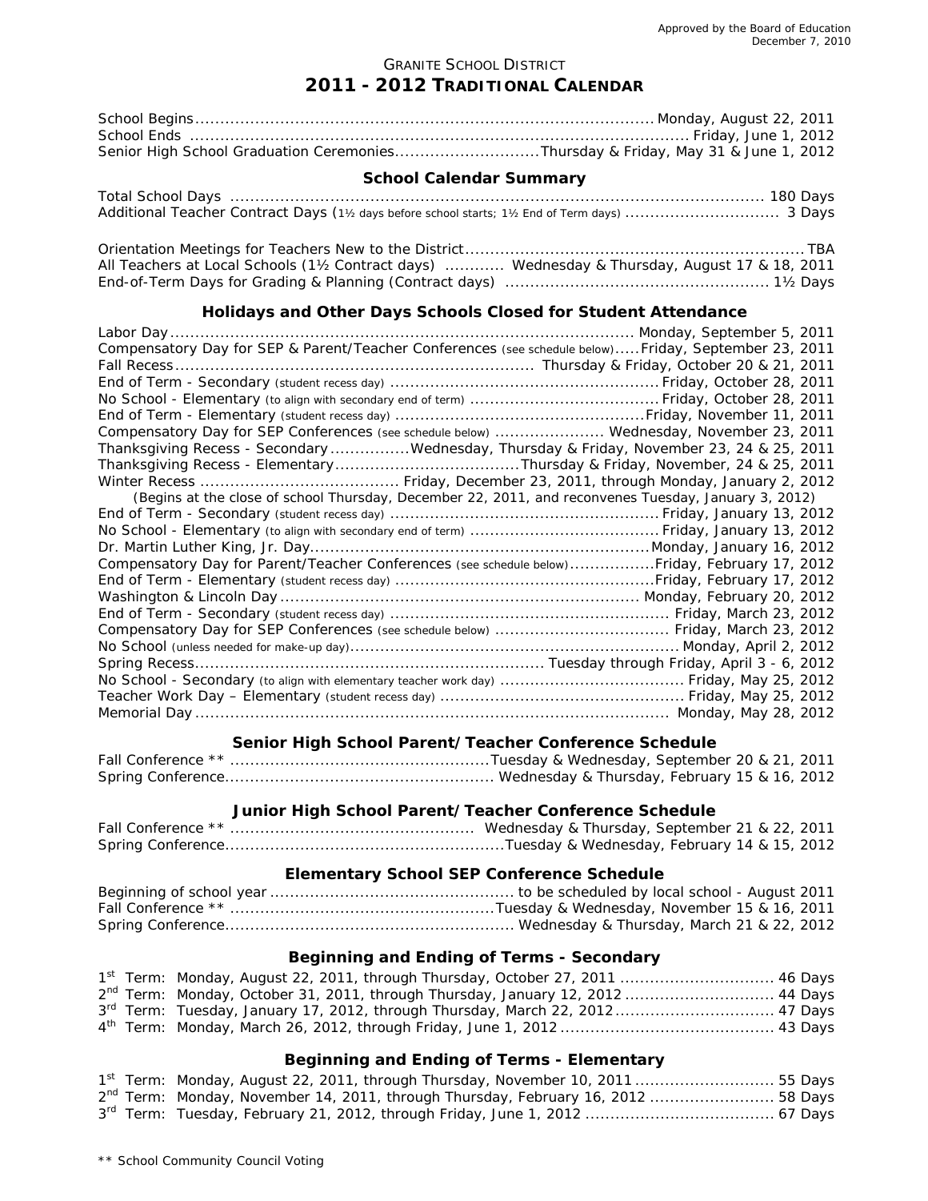Approved by the Board of Education
December 7, 2010

GRANITE SCHOOL DISTRICT

# 2011 - 2012 TRADITIONAL CALENDAR

School Begins........................................................................................ Monday, August 22, 2011
School Ends ................................................................................................ Friday, June 1, 2012
Senior High School Graduation Ceremonies............................Thursday & Friday, May 31 & June 1, 2012

## School Calendar Summary

Total School Days ........................................................................................................ 180 Days
Additional Teacher Contract Days (1½ days before school starts; 1½ End of Term days) .............................. 3 Days

Orientation Meetings for Teachers New to the District..................................................................TBA
All Teachers at Local Schools (1½ Contract days) ............ Wednesday & Thursday, August 17 & 18, 2011
End-of-Term Days for Grading & Planning (Contract days) .................................................... 1½ Days

## Holidays and Other Days Schools Closed for Student Attendance

Labor Day.......................................................................................... Monday, September 5, 2011
Compensatory Day for SEP & Parent/Teacher Conferences (see schedule below).....Friday, September 23, 2011
Fall Recess...................................................................... Thursday & Friday, October 20 & 21, 2011
End of Term - Secondary (student recess day) ..................................................... Friday, October 28, 2011
No School - Elementary (to align with secondary end of term) ...................................... Friday, October 28, 2011
End of Term - Elementary (student recess day) ................................................Friday, November 11, 2011
Compensatory Day for SEP Conferences (see schedule below) ...................... Wednesday, November 23, 2011
Thanksgiving Recess - Secondary................Wednesday, Thursday & Friday, November 23, 24 & 25, 2011
Thanksgiving Recess - Elementary....................................Thursday & Friday, November, 24 & 25, 2011
Winter Recess ....................................... Friday, December 23, 2011, through Monday, January 2, 2012
(Begins at the close of school Thursday, December 22, 2011, and reconvenes Tuesday, January 3, 2012)
End of Term - Secondary (student recess day) ..................................................... Friday, January 13, 2012
No School - Elementary (to align with secondary end of term) ...................................... Friday, January 13, 2012
Dr. Martin Luther King, Jr. Day.................................................................Monday, January 16, 2012
Compensatory Day for Parent/Teacher Conferences (see schedule below).................Friday, February 17, 2012
End of Term - Elementary (student recess day) ..................................................Friday, February 17, 2012
Washington & Lincoln Day ...................................................................... Monday, February 20, 2012
End of Term - Secondary (student recess day) ...................................................... Friday, March 23, 2012
Compensatory Day for SEP Conferences (see schedule below) .................................. Friday, March 23, 2012
No School (unless needed for make-up day)................................................................. Monday, April 2, 2012
Spring Recess.................................................................... Tuesday through Friday, April 3 - 6, 2012
No School - Secondary (to align with elementary teacher work day) .................................... Friday, May 25, 2012
Teacher Work Day – Elementary (student recess day) ................................................ Friday, May 25, 2012
Memorial Day ............................................................................................ Monday, May 28, 2012

## Senior High School Parent/Teacher Conference Schedule

Fall Conference ** ...................................................Tuesday & Wednesday, September 20 & 21, 2011
Spring Conference..................................................... Wednesday & Thursday, February 15 & 16, 2012

## Junior High School Parent/Teacher Conference Schedule

Fall Conference ** ................................................ Wednesday & Thursday, September 21 & 22, 2011
Spring Conference.......................................................Tuesday & Wednesday, February 14 & 15, 2012

## Elementary School SEP Conference Schedule

Beginning of school year ................................................ to be scheduled by local school - August 2011
Fall Conference ** ....................................................Tuesday & Wednesday, November 15 & 16, 2011
Spring Conference......................................................... Wednesday & Thursday, March 21 & 22, 2012

## Beginning and Ending of Terms - Secondary

1st Term: Monday, August 22, 2011, through Thursday, October 27, 2011 ............................... 46 Days
2nd Term: Monday, October 31, 2011, through Thursday, January 12, 2012 .............................. 44 Days
3rd Term: Tuesday, January 17, 2012, through Thursday, March 22, 2012................................ 47 Days
4th Term: Monday, March 26, 2012, through Friday, June 1, 2012 .......................................... 43 Days

## Beginning and Ending of Terms - Elementary

1st Term: Monday, August 22, 2011, through Thursday, November 10, 2011 ........................... 55 Days
2nd Term: Monday, November 14, 2011, through Thursday, February 16, 2012 ......................... 58 Days
3rd Term: Tuesday, February 21, 2012, through Friday, June 1, 2012 ..................................... 67 Days

** School Community Council Voting